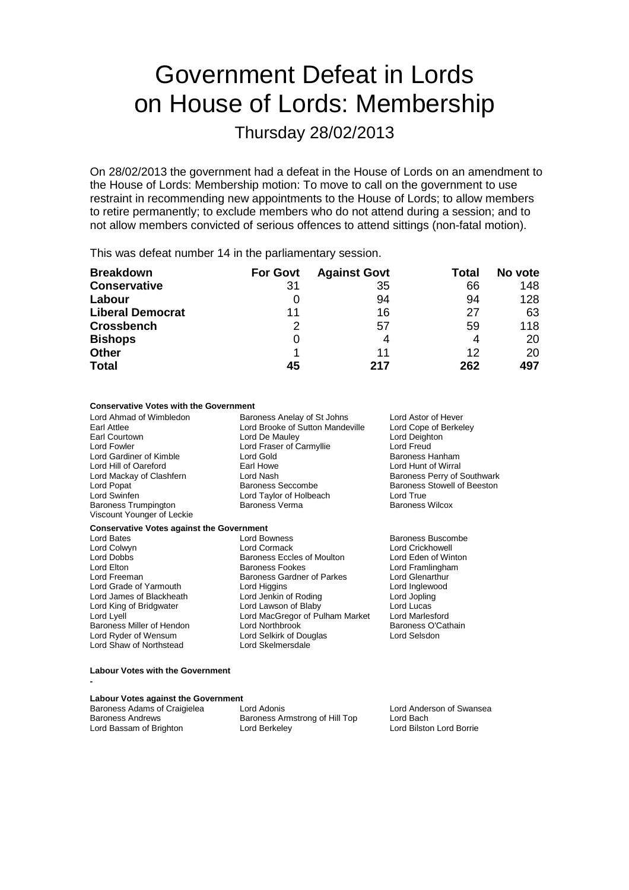# Government Defeat in Lords on House of Lords: Membership

## Thursday 28/02/2013

On 28/02/2013 the government had a defeat in the House of Lords on an amendment to the House of Lords: Membership motion: To move to call on the government to use restraint in recommending new appointments to the House of Lords; to allow members to retire permanently; to exclude members who do not attend during a session; and to not allow members convicted of serious offences to attend sittings (non-fatal motion).

This was defeat number 14 in the parliamentary session.

| Breakdown | For Govt | Against Govt | Total | No vote |
|---|---|---|---|---|
| **Conservative** | 31 | 35 | 66 | 148 |
| **Labour** | 0 | 94 | 94 | 128 |
| **Liberal Democrat** | 11 | 16 | 27 | 63 |
| **Crossbench** | 2 | 57 | 59 | 118 |
| **Bishops** | 0 | 4 | 4 | 20 |
| **Other** | 1 | 11 | 12 | 20 |
| **Total** | **45** | **217** | **262** | **497** |

**Conservative Votes with the Government**

Lord Ahmad of Wimbledon, Baroness Anelay of St Johns, Lord Astor of Hever, Earl Attlee, Lord Brooke of Sutton Mandeville, Lord Cope of Berkeley, Earl Courtown, Lord De Mauley, Lord Deighton, Lord Fowler, Lord Fraser of Carmyllie, Lord Freud, Lord Gardiner of Kimble, Lord Gold, Baroness Hanham, Lord Hill of Oareford, Earl Howe, Lord Hunt of Wirral, Lord Mackay of Clashfern, Lord Nash, Baroness Perry of Southwark, Lord Popat, Baroness Seccombe, Baroness Stowell of Beeston, Lord Swinfen, Lord Taylor of Holbeach, Lord True, Baroness Trumpington, Baroness Verma, Baroness Wilcox, Viscount Younger of Leckie

**Conservative Votes against the Government**

Lord Bates, Lord Bowness, Baroness Buscombe, Lord Colwyn, Lord Cormack, Lord Crickhowell, Lord Dobbs, Baroness Eccles of Moulton, Lord Eden of Winton, Lord Elton, Baroness Fookes, Lord Framlingham, Lord Freeman, Baroness Gardner of Parkes, Lord Glenarthur, Lord Grade of Yarmouth, Lord Higgins, Lord Inglewood, Lord James of Blackheath, Lord Jenkin of Roding, Lord Jopling, Lord King of Bridgwater, Lord Lawson of Blaby, Lord Lucas, Lord Lyell, Lord MacGregor of Pulham Market, Lord Marlesford, Baroness Miller of Hendon, Lord Northbrook, Baroness O'Cathain, Lord Ryder of Wensum, Lord Selkirk of Douglas, Lord Selsdon, Lord Shaw of Northstead, Lord Skelmersdale

**Labour Votes with the Government**

-

**Labour Votes against the Government**

Baroness Adams of Craigielea, Lord Adonis, Lord Anderson of Swansea, Baroness Andrews, Baroness Armstrong of Hill Top, Lord Bach, Lord Bassam of Brighton, Lord Berkeley, Lord Bilston Lord Borrie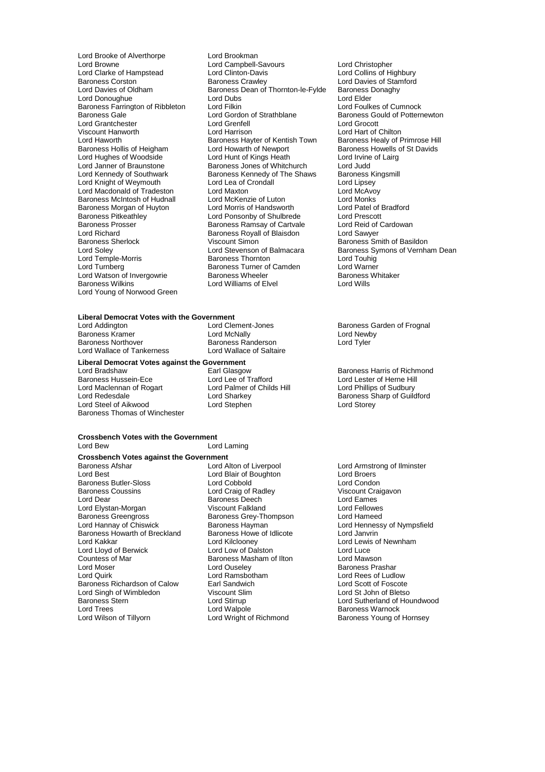Lord Brooke of Alverthorpe
Lord Brookman
Lord Browne
Lord Campbell-Savours
Lord Christopher
Lord Clarke of Hampstead
Lord Clinton-Davis
Lord Collins of Highbury
Baroness Corston
Baroness Crawley
Lord Davies of Stamford
Lord Davies of Oldham
Baroness Dean of Thornton-le-Fylde
Baroness Donaghy
Lord Donoughue
Lord Dubs
Lord Elder
Baroness Farrington of Ribbleton
Lord Filkin
Lord Foulkes of Cumnock
Baroness Gale
Lord Gordon of Strathblane
Baroness Gould of Potternewton
Lord Grantchester
Lord Grenfell
Lord Grocott
Viscount Hanworth
Lord Harrison
Lord Hart of Chilton
Lord Haworth
Baroness Hayter of Kentish Town
Baroness Healy of Primrose Hill
Baroness Hollis of Heigham
Lord Howarth of Newport
Baroness Howells of St Davids
Lord Hughes of Woodside
Lord Hunt of Kings Heath
Lord Irvine of Lairg
Lord Janner of Braunstone
Baroness Jones of Whitchurch
Lord Judd
Lord Kennedy of Southwark
Baroness Kennedy of The Shaws
Baroness Kingsmill
Lord Knight of Weymouth
Lord Lea of Crondall
Lord Lipsey
Lord Macdonald of Tradeston
Lord Maxton
Lord McAvoy
Baroness McIntosh of Hudnall
Lord McKenzie of Luton
Lord Monks
Baroness Morgan of Huyton
Lord Morris of Handsworth
Lord Patel of Bradford
Baroness Pitkeathley
Lord Ponsonby of Shulbrede
Lord Prescott
Baroness Prosser
Baroness Ramsay of Cartvale
Lord Reid of Cardowan
Lord Richard
Baroness Royall of Blaisdon
Lord Sawyer
Baroness Sherlock
Viscount Simon
Baroness Smith of Basildon
Lord Soley
Lord Stevenson of Balmacara
Baroness Symons of Vernham Dean
Lord Temple-Morris
Baroness Thornton
Lord Touhig
Lord Turnberg
Baroness Turner of Camden
Lord Warner
Lord Watson of Invergowrie
Baroness Wheeler
Baroness Whitaker
Baroness Wilkins
Lord Williams of Elvel
Lord Wills
Lord Young of Norwood Green

**Liberal Democrat Votes with the Government**

Lord Addington
Lord Clement-Jones
Baroness Garden of Frognal
Baroness Kramer
Lord McNally
Lord Newby
Baroness Northover
Baroness Randerson
Lord Tyler
Lord Wallace of Tankerness
Lord Wallace of Saltaire

**Liberal Democrat Votes against the Government**

Lord Bradshaw
Earl Glasgow
Baroness Harris of Richmond
Baroness Hussein-Ece
Lord Lee of Trafford
Lord Lester of Herne Hill
Lord Maclennan of Rogart
Lord Palmer of Childs Hill
Lord Phillips of Sudbury
Lord Redesdale
Lord Sharkey
Baroness Sharp of Guildford
Lord Steel of Aikwood
Lord Stephen
Lord Storey
Baroness Thomas of Winchester

**Crossbench Votes with the Government**

Lord Bew
Lord Laming

**Crossbench Votes against the Government**

Baroness Afshar
Lord Alton of Liverpool
Lord Armstrong of Ilminster
Lord Best
Lord Blair of Boughton
Lord Broers
Baroness Butler-Sloss
Lord Cobbold
Lord Condon
Baroness Coussins
Lord Craig of Radley
Viscount Craigavon
Lord Dear
Baroness Deech
Lord Eames
Lord Elystan-Morgan
Viscount Falkland
Lord Fellowes
Baroness Greengross
Baroness Grey-Thompson
Lord Hameed
Lord Hannay of Chiswick
Baroness Hayman
Lord Hennessy of Nympsfield
Baroness Howarth of Breckland
Baroness Howe of Idlicote
Lord Janvrin
Lord Kakkar
Lord Kilclooney
Lord Lewis of Newnham
Lord Lloyd of Berwick
Lord Low of Dalston
Lord Luce
Countess of Mar
Baroness Masham of Ilton
Lord Mawson
Lord Moser
Lord Ouseley
Baroness Prashar
Lord Quirk
Lord Ramsbotham
Lord Rees of Ludlow
Baroness Richardson of Calow
Earl Sandwich
Lord Scott of Foscote
Lord Singh of Wimbledon
Viscount Slim
Lord St John of Bletso
Baroness Stern
Lord Stirrup
Lord Sutherland of Houndwood
Lord Trees
Lord Walpole
Baroness Warnock
Lord Wilson of Tillyorn
Lord Wright of Richmond
Baroness Young of Hornsey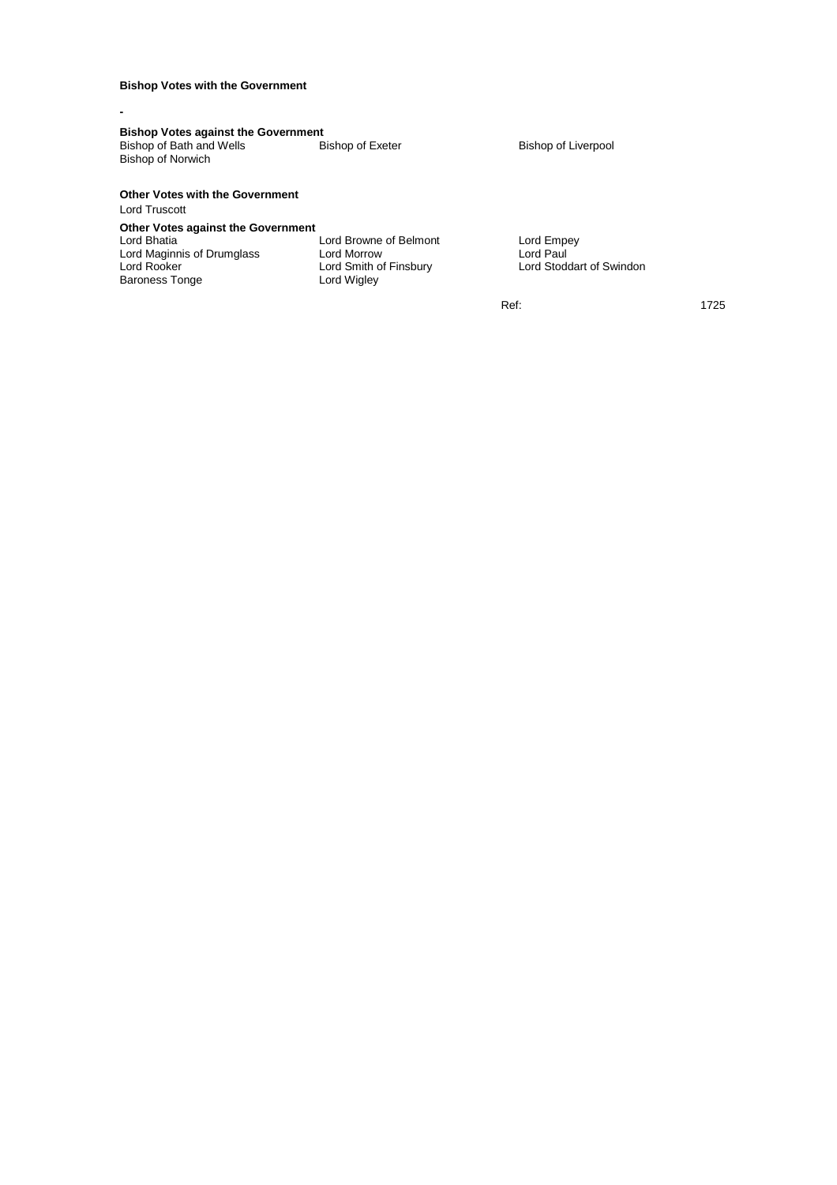**Bishop Votes with the Government**

-

**Bishop Votes against the Government**

Bishop of Bath and Wells
Bishop of Exeter
Bishop of Liverpool
Bishop of Norwich

**Other Votes with the Government**

Lord Truscott

**Other Votes against the Government**

Lord Bhatia
Lord Browne of Belmont
Lord Empey
Lord Maginnis of Drumglass
Lord Morrow
Lord Paul
Lord Rooker
Lord Smith of Finsbury
Lord Stoddart of Swindon
Baroness Tonge
Lord Wigley

Ref: 1725